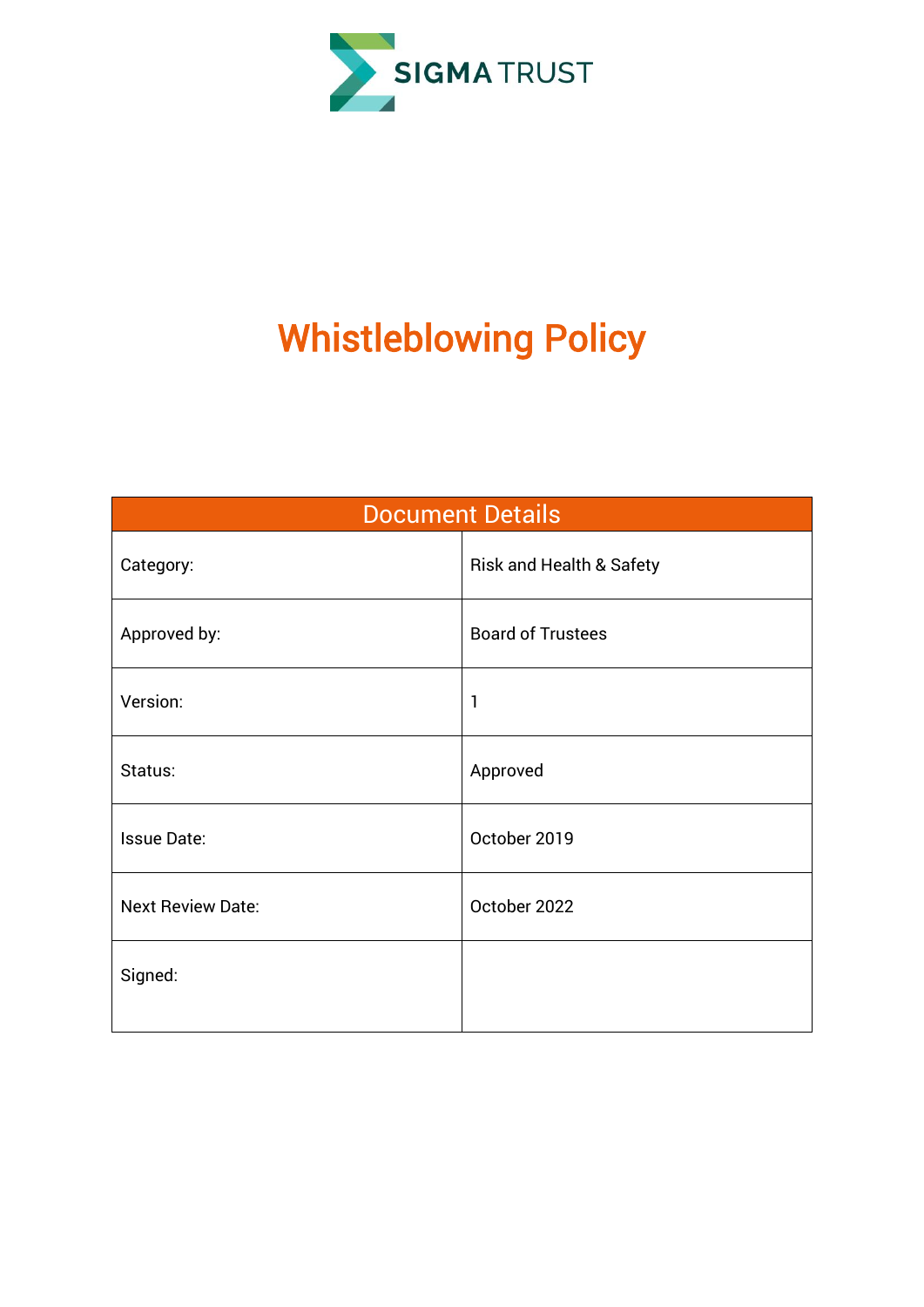SIGMA TRUST

# Whistleblowing Policy

| Document Details | |
| --- | --- |
| Category: | Risk and Health & Safety |
| Approved by: | Board of Trustees |
| Version: | 1 |
| Status: | Approved |
| Issue Date: | October 2019 |
| Next Review Date: | October 2022 |
| Signed: | |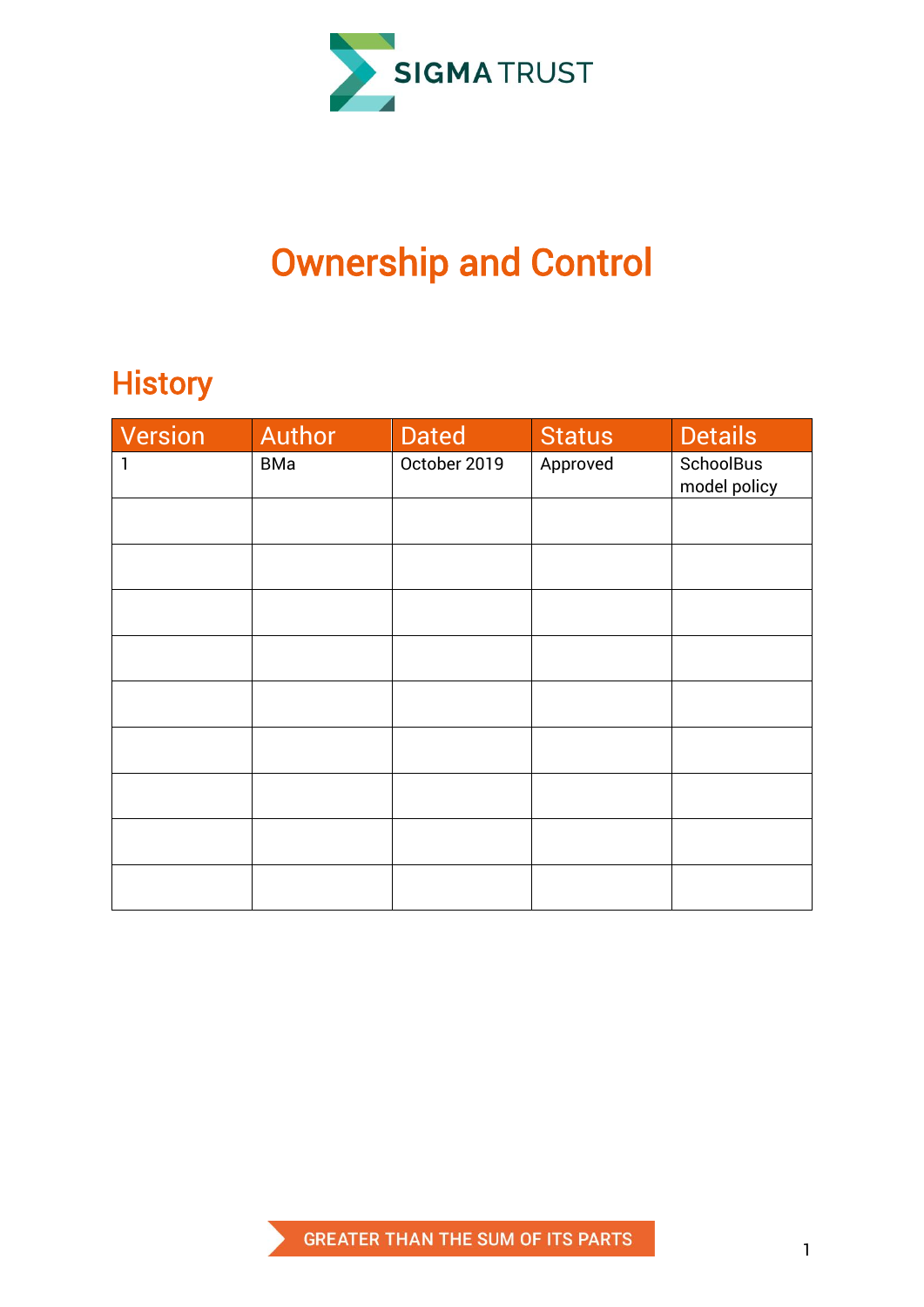SIGMA TRUST

# Ownership and Control

## History

| Version | Author | Dated | Status | Details |
|---|---|---|---|---|
| 1 | BMa | October 2019 | Approved | SchoolBus model policy |
| | | | | |
| | | | | |
| | | | | |
| | | | | |
| | | | | |
| | | | | |
| | | | | |
| | | | | |
| | | | | |

GREATER THAN THE SUM OF ITS PARTS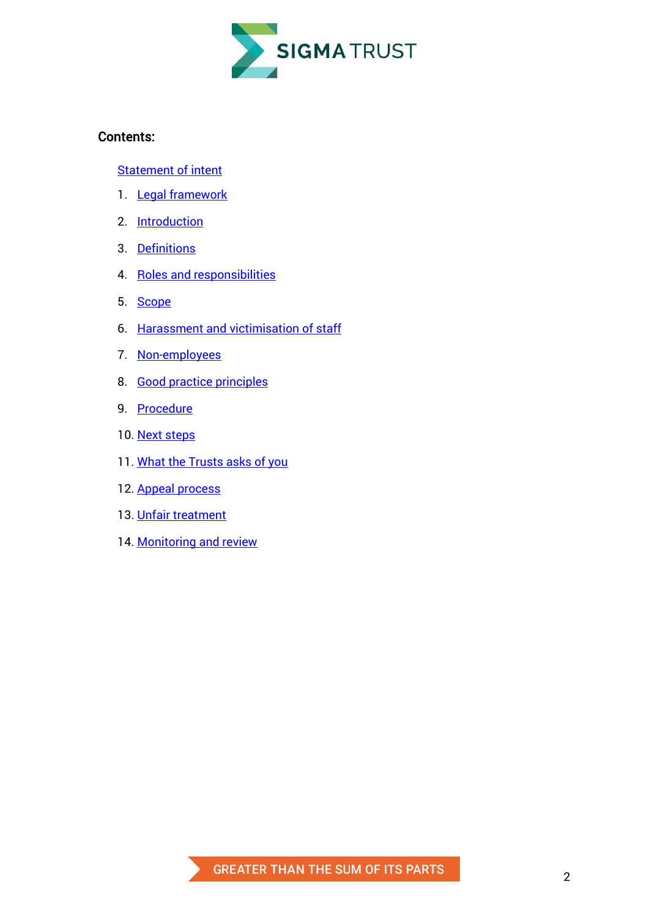**Contents:**

Statement of intent

1. Legal framework
2. Introduction
3. Definitions
4. Roles and responsibilities
5. Scope
6. Harassment and victimisation of staff
7. Non-employees
8. Good practice principles
9. Procedure
10. Next steps
11. What the Trusts asks of you
12. Appeal process
13. Unfair treatment
14. Monitoring and review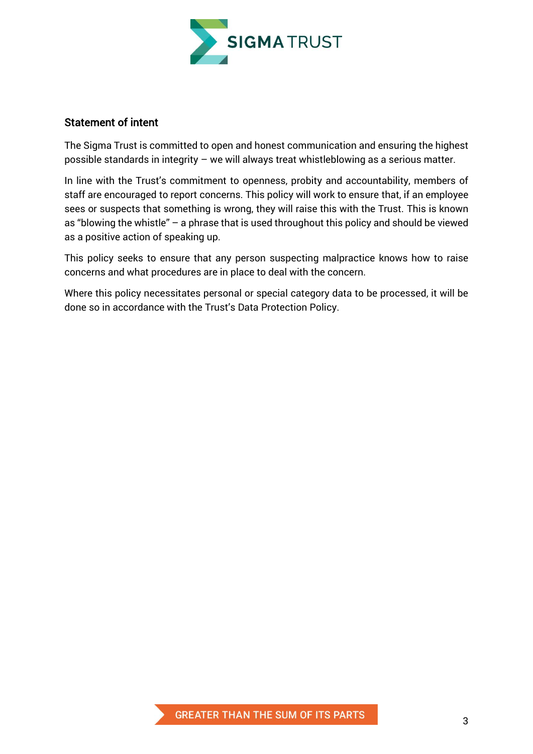## Statement of intent

The Sigma Trust is committed to open and honest communication and ensuring the highest possible standards in integrity – we will always treat whistleblowing as a serious matter.

In line with the Trust's commitment to openness, probity and accountability, members of staff are encouraged to report concerns. This policy will work to ensure that, if an employee sees or suspects that something is wrong, they will raise this with the Trust. This is known as "blowing the whistle" – a phrase that is used throughout this policy and should be viewed as a positive action of speaking up.

This policy seeks to ensure that any person suspecting malpractice knows how to raise concerns and what procedures are in place to deal with the concern.

Where this policy necessitates personal or special category data to be processed, it will be done so in accordance with the Trust's Data Protection Policy.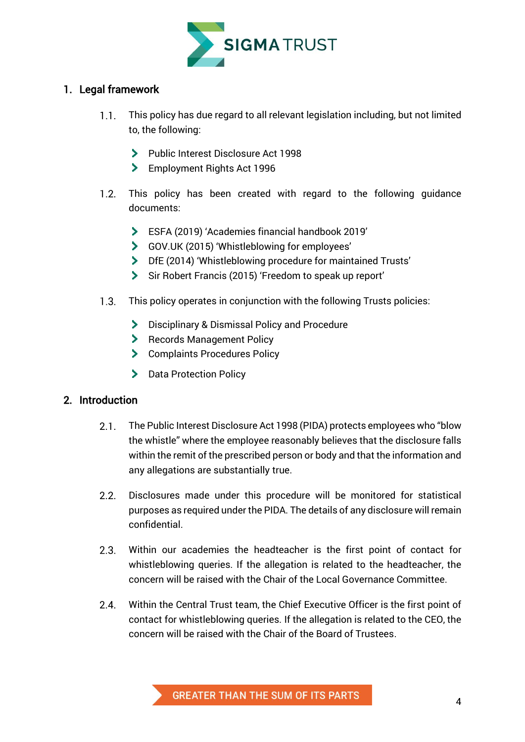## 1. Legal framework

1.1. This policy has due regard to all relevant legislation including, but not limited to, the following:

- Public Interest Disclosure Act 1998
- Employment Rights Act 1996

1.2. This policy has been created with regard to the following guidance documents:

- ESFA (2019) 'Academies financial handbook 2019'
- GOV.UK (2015) 'Whistleblowing for employees'
- DfE (2014) 'Whistleblowing procedure for maintained Trusts'
- Sir Robert Francis (2015) 'Freedom to speak up report'

1.3. This policy operates in conjunction with the following Trusts policies:

- Disciplinary & Dismissal Policy and Procedure
- Records Management Policy
- Complaints Procedures Policy
- Data Protection Policy

## 2. Introduction

2.1. The Public Interest Disclosure Act 1998 (PIDA) protects employees who "blow the whistle" where the employee reasonably believes that the disclosure falls within the remit of the prescribed person or body and that the information and any allegations are substantially true.

2.2. Disclosures made under this procedure will be monitored for statistical purposes as required under the PIDA. The details of any disclosure will remain confidential.

2.3. Within our academies the headteacher is the first point of contact for whistleblowing queries. If the allegation is related to the headteacher, the concern will be raised with the Chair of the Local Governance Committee.

2.4. Within the Central Trust team, the Chief Executive Officer is the first point of contact for whistleblowing queries. If the allegation is related to the CEO, the concern will be raised with the Chair of the Board of Trustees.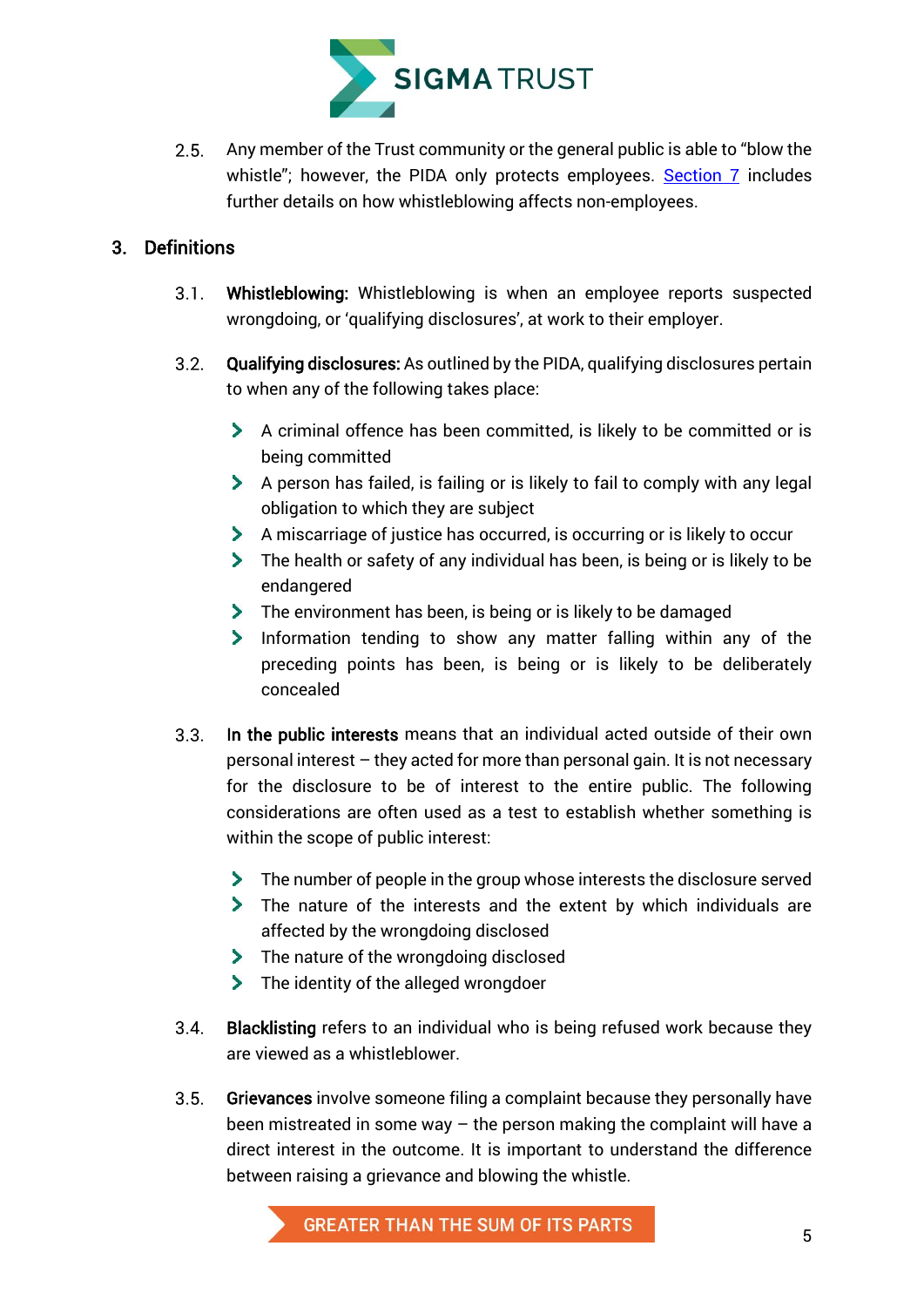2.5. Any member of the Trust community or the general public is able to "blow the whistle"; however, the PIDA only protects employees. Section 7 includes further details on how whistleblowing affects non-employees.

## 3. Definitions

3.1. **Whistleblowing:** Whistleblowing is when an employee reports suspected wrongdoing, or 'qualifying disclosures', at work to their employer.

3.2. **Qualifying disclosures:** As outlined by the PIDA, qualifying disclosures pertain to when any of the following takes place:

- A criminal offence has been committed, is likely to be committed or is being committed
- A person has failed, is failing or is likely to fail to comply with any legal obligation to which they are subject
- A miscarriage of justice has occurred, is occurring or is likely to occur
- The health or safety of any individual has been, is being or is likely to be endangered
- The environment has been, is being or is likely to be damaged
- Information tending to show any matter falling within any of the preceding points has been, is being or is likely to be deliberately concealed

3.3. **In the public interests** means that an individual acted outside of their own personal interest – they acted for more than personal gain. It is not necessary for the disclosure to be of interest to the entire public. The following considerations are often used as a test to establish whether something is within the scope of public interest:

- The number of people in the group whose interests the disclosure served
- The nature of the interests and the extent by which individuals are affected by the wrongdoing disclosed
- The nature of the wrongdoing disclosed
- The identity of the alleged wrongdoer

3.4. **Blacklisting** refers to an individual who is being refused work because they are viewed as a whistleblower.

3.5. **Grievances** involve someone filing a complaint because they personally have been mistreated in some way – the person making the complaint will have a direct interest in the outcome. It is important to understand the difference between raising a grievance and blowing the whistle.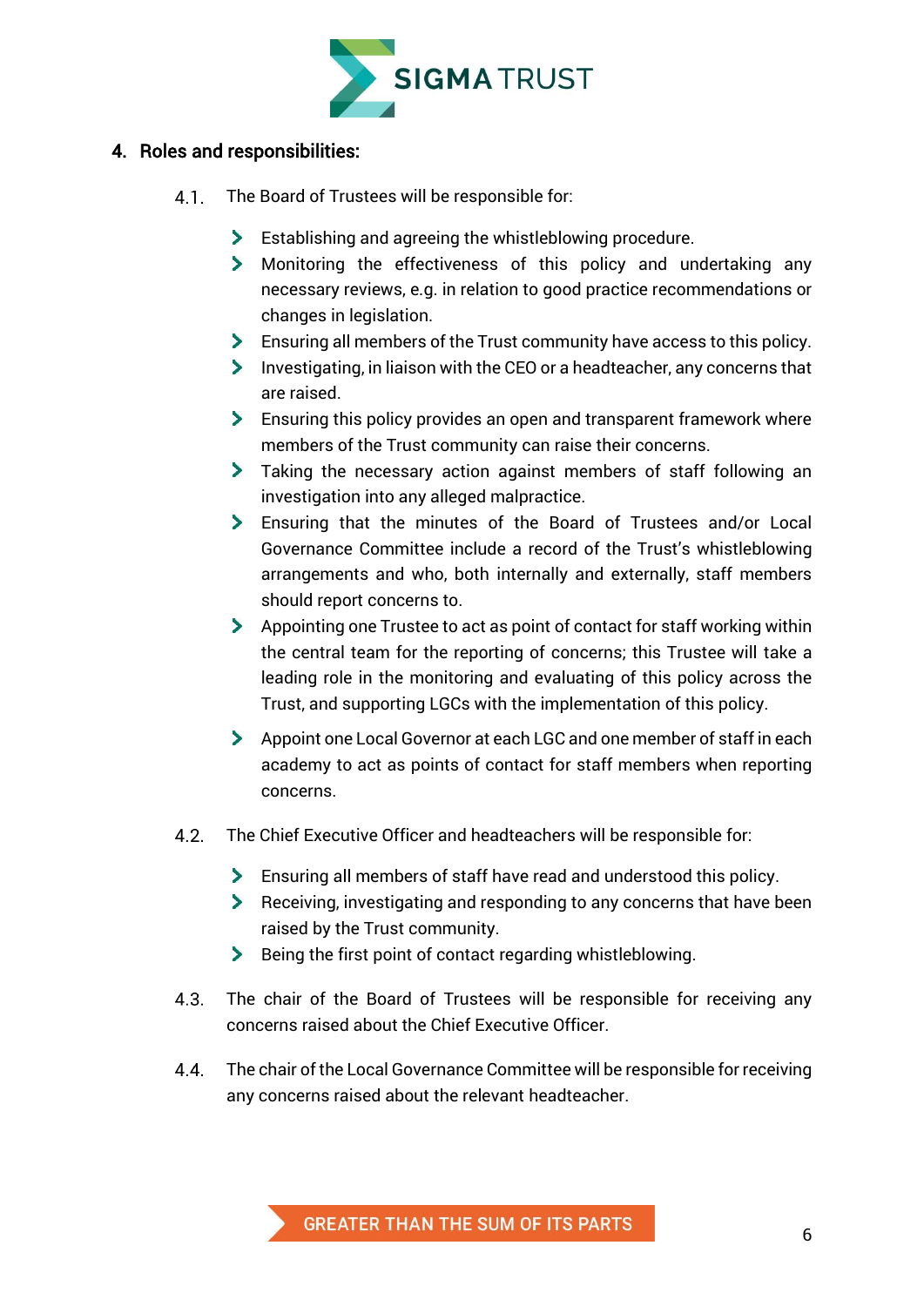## 4. Roles and responsibilities:

4.1. The Board of Trustees will be responsible for:

- Establishing and agreeing the whistleblowing procedure.
- Monitoring the effectiveness of this policy and undertaking any necessary reviews, e.g. in relation to good practice recommendations or changes in legislation.
- Ensuring all members of the Trust community have access to this policy.
- Investigating, in liaison with the CEO or a headteacher, any concerns that are raised.
- Ensuring this policy provides an open and transparent framework where members of the Trust community can raise their concerns.
- Taking the necessary action against members of staff following an investigation into any alleged malpractice.
- Ensuring that the minutes of the Board of Trustees and/or Local Governance Committee include a record of the Trust's whistleblowing arrangements and who, both internally and externally, staff members should report concerns to.
- Appointing one Trustee to act as point of contact for staff working within the central team for the reporting of concerns; this Trustee will take a leading role in the monitoring and evaluating of this policy across the Trust, and supporting LGCs with the implementation of this policy.
- Appoint one Local Governor at each LGC and one member of staff in each academy to act as points of contact for staff members when reporting concerns.

4.2. The Chief Executive Officer and headteachers will be responsible for:

- Ensuring all members of staff have read and understood this policy.
- Receiving, investigating and responding to any concerns that have been raised by the Trust community.
- Being the first point of contact regarding whistleblowing.

4.3. The chair of the Board of Trustees will be responsible for receiving any concerns raised about the Chief Executive Officer.

4.4. The chair of the Local Governance Committee will be responsible for receiving any concerns raised about the relevant headteacher.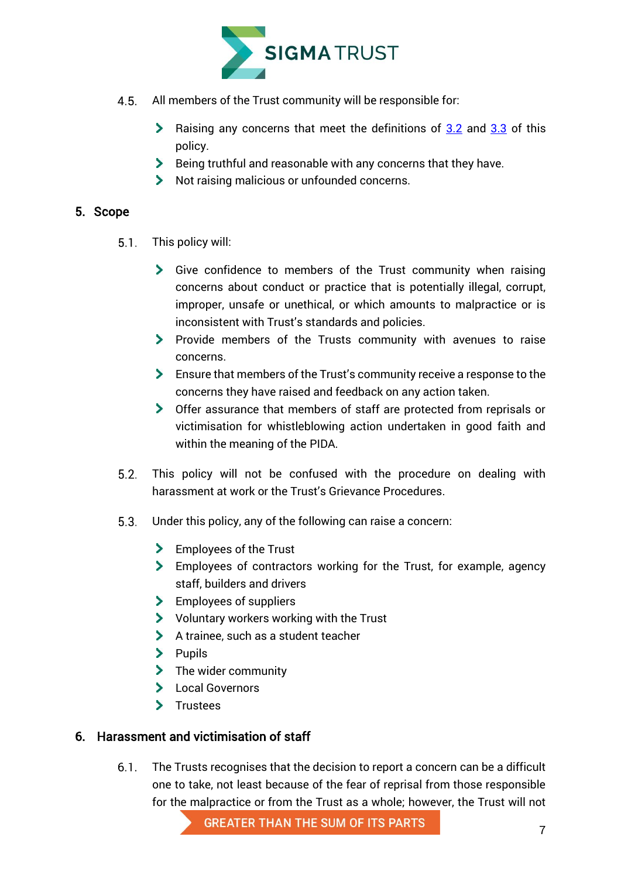4.5. All members of the Trust community will be responsible for:

- Raising any concerns that meet the definitions of 3.2 and 3.3 of this policy.
- Being truthful and reasonable with any concerns that they have.
- Not raising malicious or unfounded concerns.

## 5. Scope

5.1. This policy will:

- Give confidence to members of the Trust community when raising concerns about conduct or practice that is potentially illegal, corrupt, improper, unsafe or unethical, or which amounts to malpractice or is inconsistent with Trust's standards and policies.
- Provide members of the Trusts community with avenues to raise concerns.
- Ensure that members of the Trust's community receive a response to the concerns they have raised and feedback on any action taken.
- Offer assurance that members of staff are protected from reprisals or victimisation for whistleblowing action undertaken in good faith and within the meaning of the PIDA.

5.2. This policy will not be confused with the procedure on dealing with harassment at work or the Trust's Grievance Procedures.

5.3. Under this policy, any of the following can raise a concern:

- Employees of the Trust
- Employees of contractors working for the Trust, for example, agency staff, builders and drivers
- Employees of suppliers
- Voluntary workers working with the Trust
- A trainee, such as a student teacher
- Pupils
- The wider community
- Local Governors
- Trustees

## 6. Harassment and victimisation of staff

6.1. The Trusts recognises that the decision to report a concern can be a difficult one to take, not least because of the fear of reprisal from those responsible for the malpractice or from the Trust as a whole; however, the Trust will not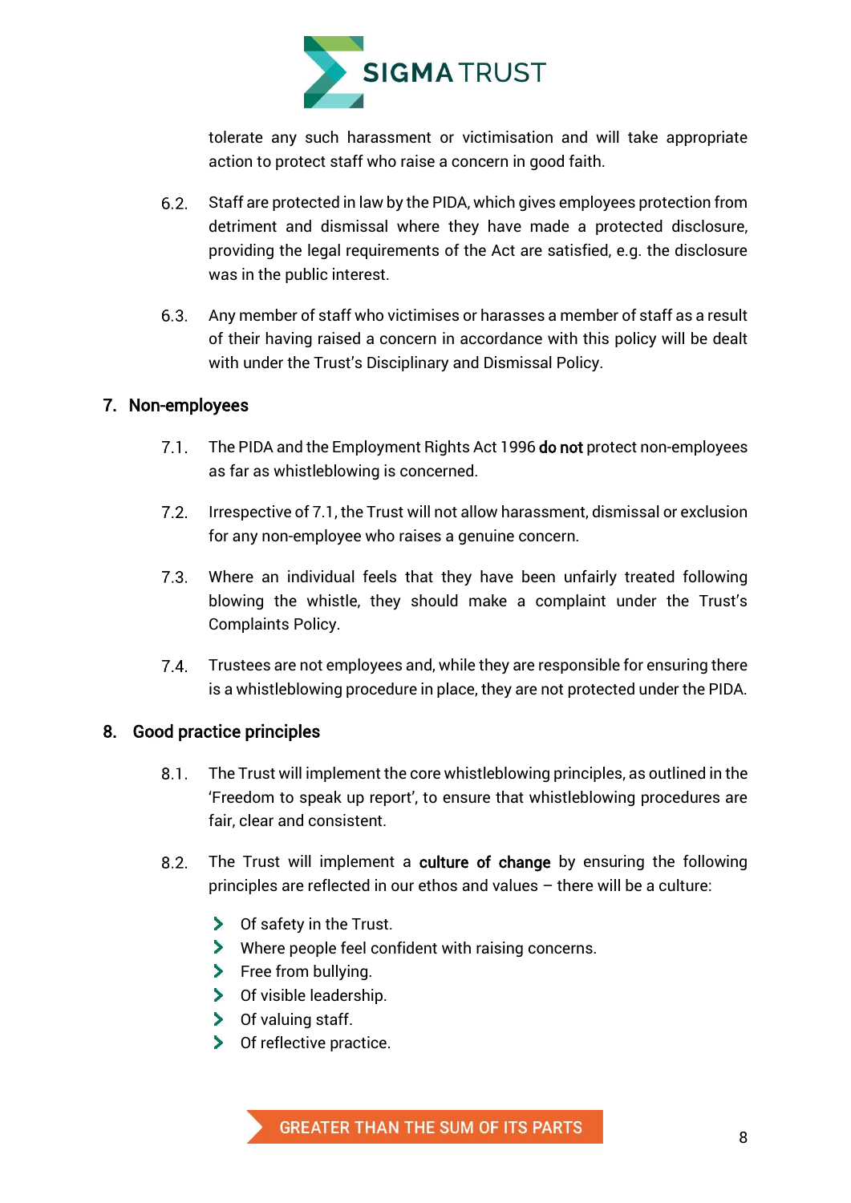tolerate any such harassment or victimisation and will take appropriate action to protect staff who raise a concern in good faith.

6.2. Staff are protected in law by the PIDA, which gives employees protection from detriment and dismissal where they have made a protected disclosure, providing the legal requirements of the Act are satisfied, e.g. the disclosure was in the public interest.

6.3. Any member of staff who victimises or harasses a member of staff as a result of their having raised a concern in accordance with this policy will be dealt with under the Trust's Disciplinary and Dismissal Policy.

## 7. Non-employees

7.1. The PIDA and the Employment Rights Act 1996 **do not** protect non-employees as far as whistleblowing is concerned.

7.2. Irrespective of 7.1, the Trust will not allow harassment, dismissal or exclusion for any non-employee who raises a genuine concern.

7.3. Where an individual feels that they have been unfairly treated following blowing the whistle, they should make a complaint under the Trust's Complaints Policy.

7.4. Trustees are not employees and, while they are responsible for ensuring there is a whistleblowing procedure in place, they are not protected under the PIDA.

## 8. Good practice principles

8.1. The Trust will implement the core whistleblowing principles, as outlined in the 'Freedom to speak up report', to ensure that whistleblowing procedures are fair, clear and consistent.

8.2. The Trust will implement a **culture of change** by ensuring the following principles are reflected in our ethos and values – there will be a culture:

- Of safety in the Trust.
- Where people feel confident with raising concerns.
- Free from bullying.
- Of visible leadership.
- Of valuing staff.
- Of reflective practice.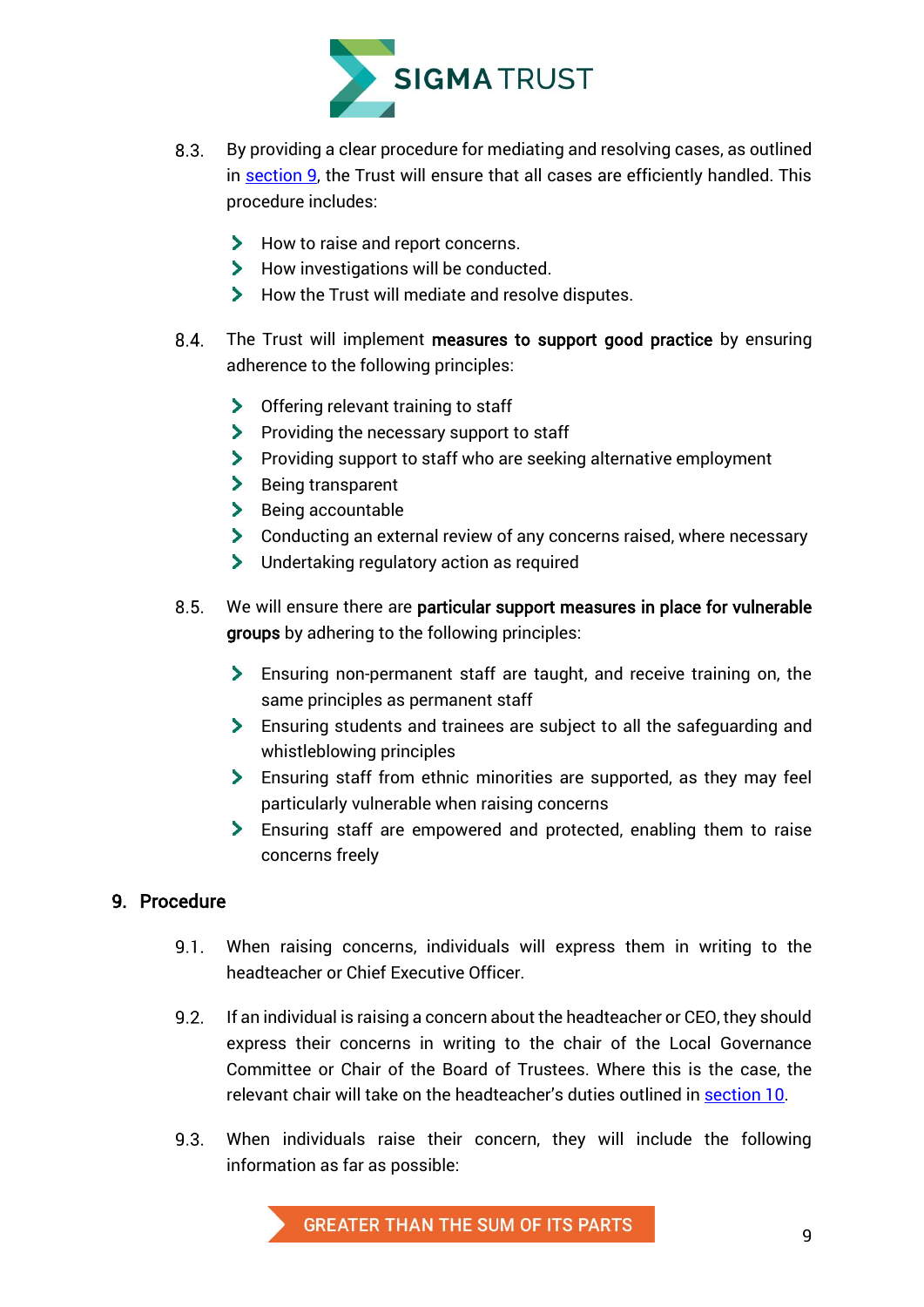8.3. By providing a clear procedure for mediating and resolving cases, as outlined in section 9, the Trust will ensure that all cases are efficiently handled. This procedure includes:

- How to raise and report concerns.
- How investigations will be conducted.
- How the Trust will mediate and resolve disputes.

8.4. The Trust will implement **measures to support good practice** by ensuring adherence to the following principles:

- Offering relevant training to staff
- Providing the necessary support to staff
- Providing support to staff who are seeking alternative employment
- Being transparent
- Being accountable
- Conducting an external review of any concerns raised, where necessary
- Undertaking regulatory action as required

8.5. We will ensure there are **particular support measures in place for vulnerable groups** by adhering to the following principles:

- Ensuring non-permanent staff are taught, and receive training on, the same principles as permanent staff
- Ensuring students and trainees are subject to all the safeguarding and whistleblowing principles
- Ensuring staff from ethnic minorities are supported, as they may feel particularly vulnerable when raising concerns
- Ensuring staff are empowered and protected, enabling them to raise concerns freely

## 9. Procedure

9.1. When raising concerns, individuals will express them in writing to the headteacher or Chief Executive Officer.

9.2. If an individual is raising a concern about the headteacher or CEO, they should express their concerns in writing to the chair of the Local Governance Committee or Chair of the Board of Trustees. Where this is the case, the relevant chair will take on the headteacher's duties outlined in section 10.

9.3. When individuals raise their concern, they will include the following information as far as possible: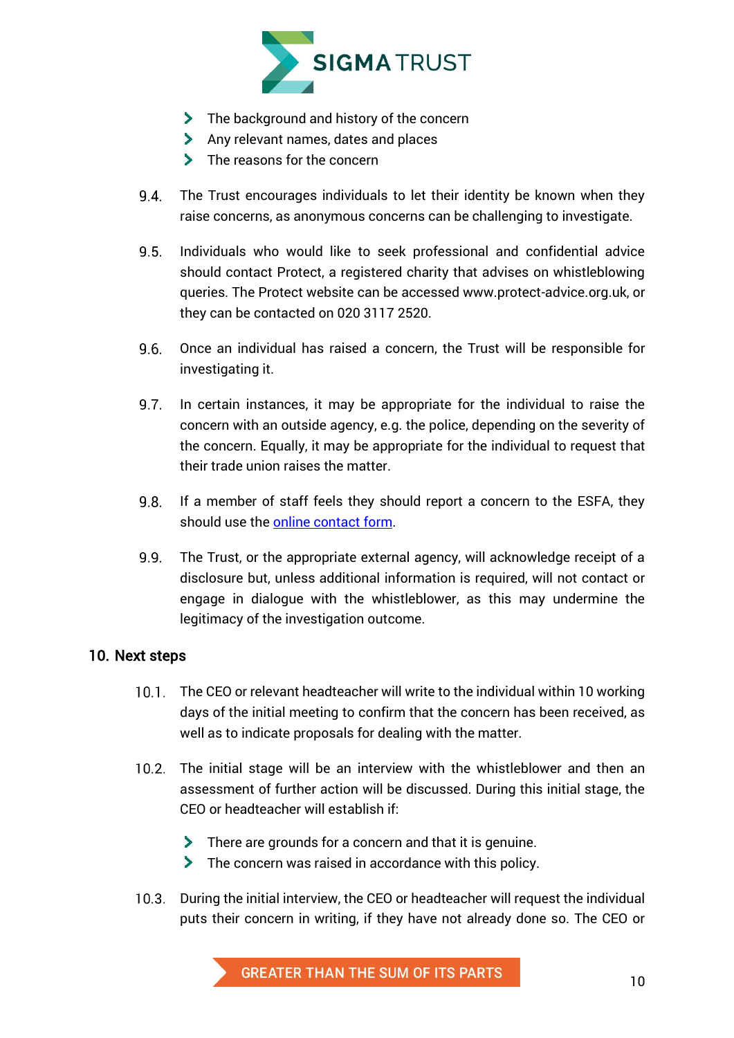- The background and history of the concern
- Any relevant names, dates and places
- The reasons for the concern

9.4. The Trust encourages individuals to let their identity be known when they raise concerns, as anonymous concerns can be challenging to investigate.

9.5. Individuals who would like to seek professional and confidential advice should contact Protect, a registered charity that advises on whistleblowing queries. The Protect website can be accessed www.protect-advice.org.uk, or they can be contacted on 020 3117 2520.

9.6. Once an individual has raised a concern, the Trust will be responsible for investigating it.

9.7. In certain instances, it may be appropriate for the individual to raise the concern with an outside agency, e.g. the police, depending on the severity of the concern. Equally, it may be appropriate for the individual to request that their trade union raises the matter.

9.8. If a member of staff feels they should report a concern to the ESFA, they should use the online contact form.

9.9. The Trust, or the appropriate external agency, will acknowledge receipt of a disclosure but, unless additional information is required, will not contact or engage in dialogue with the whistleblower, as this may undermine the legitimacy of the investigation outcome.

## 10. Next steps

10.1. The CEO or relevant headteacher will write to the individual within 10 working days of the initial meeting to confirm that the concern has been received, as well as to indicate proposals for dealing with the matter.

10.2. The initial stage will be an interview with the whistleblower and then an assessment of further action will be discussed. During this initial stage, the CEO or headteacher will establish if:

- There are grounds for a concern and that it is genuine.
- The concern was raised in accordance with this policy.

10.3. During the initial interview, the CEO or headteacher will request the individual puts their concern in writing, if they have not already done so. The CEO or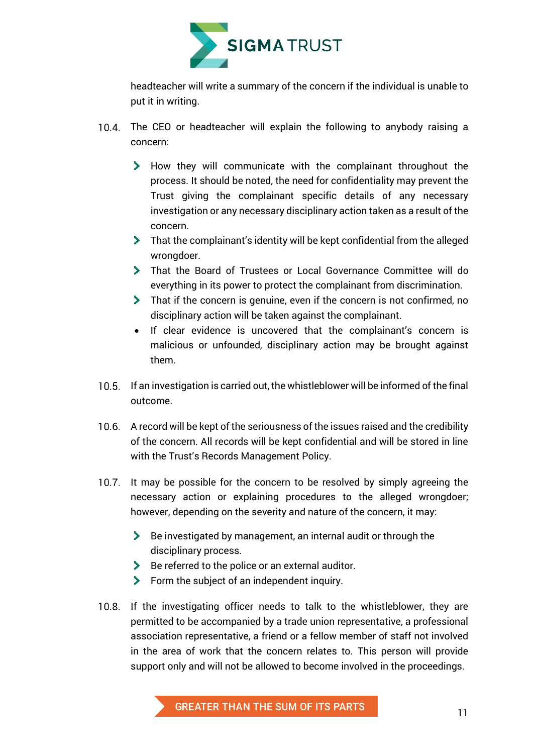headteacher will write a summary of the concern if the individual is unable to put it in writing.

10.4. The CEO or headteacher will explain the following to anybody raising a concern:

- How they will communicate with the complainant throughout the process. It should be noted, the need for confidentiality may prevent the Trust giving the complainant specific details of any necessary investigation or any necessary disciplinary action taken as a result of the concern.
- That the complainant's identity will be kept confidential from the alleged wrongdoer.
- That the Board of Trustees or Local Governance Committee will do everything in its power to protect the complainant from discrimination.
- That if the concern is genuine, even if the concern is not confirmed, no disciplinary action will be taken against the complainant.
- If clear evidence is uncovered that the complainant's concern is malicious or unfounded, disciplinary action may be brought against them.

10.5. If an investigation is carried out, the whistleblower will be informed of the final outcome.

10.6. A record will be kept of the seriousness of the issues raised and the credibility of the concern. All records will be kept confidential and will be stored in line with the Trust's Records Management Policy.

10.7. It may be possible for the concern to be resolved by simply agreeing the necessary action or explaining procedures to the alleged wrongdoer; however, depending on the severity and nature of the concern, it may:

- Be investigated by management, an internal audit or through the disciplinary process.
- Be referred to the police or an external auditor.
- Form the subject of an independent inquiry.

10.8. If the investigating officer needs to talk to the whistleblower, they are permitted to be accompanied by a trade union representative, a professional association representative, a friend or a fellow member of staff not involved in the area of work that the concern relates to. This person will provide support only and will not be allowed to become involved in the proceedings.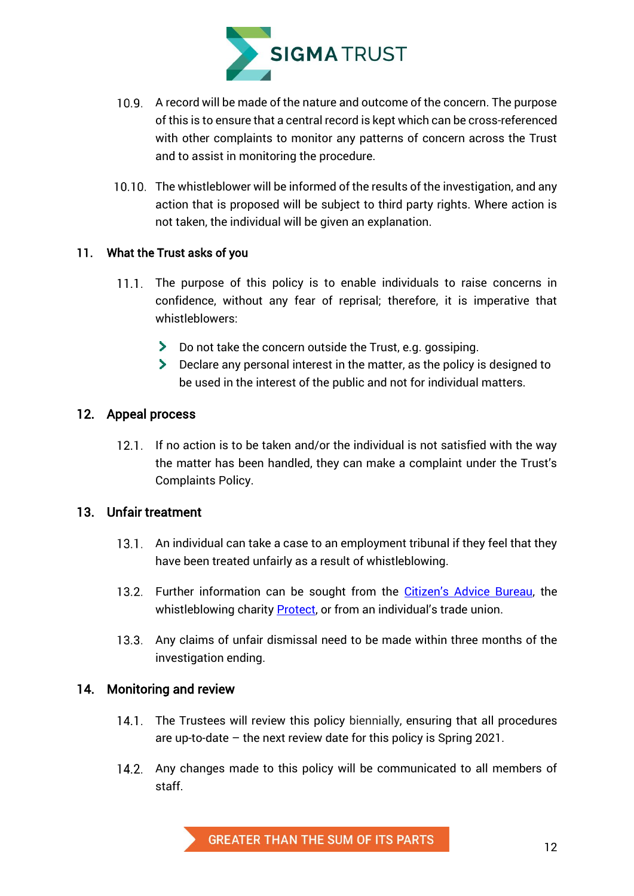10.9. A record will be made of the nature and outcome of the concern. The purpose of this is to ensure that a central record is kept which can be cross-referenced with other complaints to monitor any patterns of concern across the Trust and to assist in monitoring the procedure.

10.10. The whistleblower will be informed of the results of the investigation, and any action that is proposed will be subject to third party rights. Where action is not taken, the individual will be given an explanation.

## 11. What the Trust asks of you

11.1. The purpose of this policy is to enable individuals to raise concerns in confidence, without any fear of reprisal; therefore, it is imperative that whistleblowers:

- Do not take the concern outside the Trust, e.g. gossiping.
- Declare any personal interest in the matter, as the policy is designed to be used in the interest of the public and not for individual matters.

## 12. Appeal process

12.1. If no action is to be taken and/or the individual is not satisfied with the way the matter has been handled, they can make a complaint under the Trust's Complaints Policy.

## 13. Unfair treatment

13.1. An individual can take a case to an employment tribunal if they feel that they have been treated unfairly as a result of whistleblowing.

13.2. Further information can be sought from the Citizen's Advice Bureau, the whistleblowing charity Protect, or from an individual's trade union.

13.3. Any claims of unfair dismissal need to be made within three months of the investigation ending.

## 14. Monitoring and review

14.1. The Trustees will review this policy biennially, ensuring that all procedures are up-to-date – the next review date for this policy is Spring 2021.

14.2. Any changes made to this policy will be communicated to all members of staff.